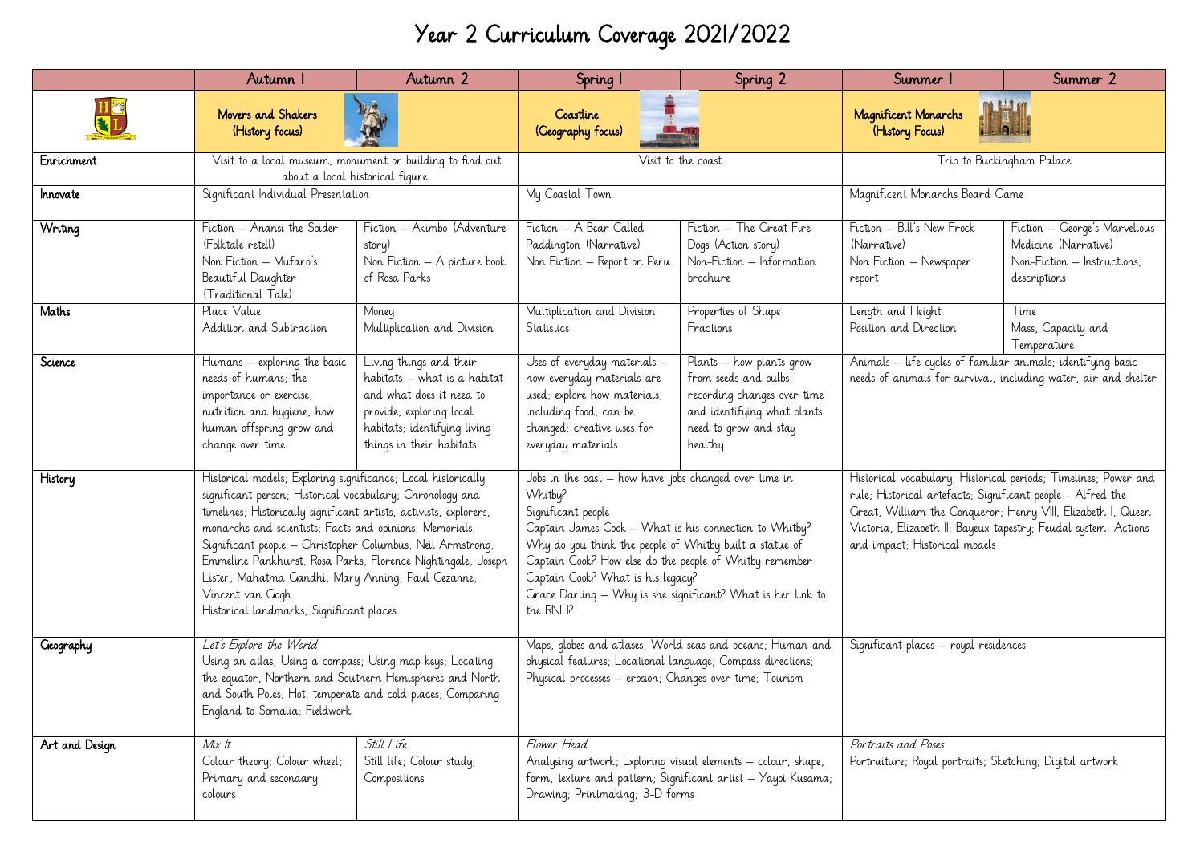# Year 2 Curriculum Coverage 2021/2022

| | Autumn 1 | Autumn 2 | Spring 1 | Spring 2 | Summer 1 | Summer 2 |
|---|---|---|---|---|---|---|
| | **Movers and Shakers (History focus)** | | **Coastline (Geography focus)** | | **Magnificent Monarchs (History Focus)** | |
| **Enrichment** | Visit to a local museum, monument or building to find out about a local historical figure. | | Visit to the coast | | Trip to Buckingham Palace | |
| **Innovate** | Significant Individual Presentation | | My Coastal Town | | Magnificent Monarchs Board Game | |
| **Writing** | Fiction – Anansi the Spider (Folktale retell)<br>Non Fiction – Mufaro's Beautiful Daughter (Traditional Tale) | Fiction – Akimbo (Adventure story)<br>Non Fiction – A picture book of Rosa Parks | Fiction – A Bear Called Paddington (Narrative)<br>Non Fiction – Report on Peru | Fiction – The Great Fire Dogs (Action story)<br>Non-Fiction – Information brochure | Fiction – Bill's New Frock (Narrative)<br>Non Fiction – Newspaper report | Fiction – George's Marvellous Medicine (Narrative)<br>Non-Fiction – Instructions, descriptions |
| **Maths** | Place Value<br>Addition and Subtraction | Money<br>Multiplication and Division | Multiplication and Division<br>Statistics | Properties of Shape<br>Fractions | Length and Height<br>Position and Direction | Time<br>Mass, Capacity and Temperature |
| **Science** | Humans – exploring the basic needs of humans; the importance or exercise, nutrition and hygiene; how human offspring grow and change over time | Living things and their habitats – what is a habitat and what does it need to provide; exploring local habitats; identifying living things in their habitats | Uses of everyday materials – how everyday materials are used; explore how materials, including food, can be changed; creative uses for everyday materials | Plants – how plants grow from seeds and bulbs; recording changes over time and identifying what plants need to grow and stay healthy | Animals – life cycles of familiar animals; identifying basic needs of animals for survival, including water, air and shelter | |
| **History** | Historical models; Exploring significance; Local historically significant person; Historical vocabulary; Chronology and timelines; Historically significant artists, activists, explorers, monarchs and scientists; Facts and opinions; Memorials; Significant people – Christopher Columbus, Neil Armstrong, Emmeline Pankhurst, Rosa Parks, Florence Nightingale, Joseph Lister, Mahatma Gandhi, Mary Anning, Paul Cezanne, Vincent van Gogh<br>Historical landmarks; Significant places | | Jobs in the past – how have jobs changed over time in Whitby?<br>Significant people<br>Captain James Cook – What is his connection to Whitby? Why do you think the people of Whitby built a statue of Captain Cook? How else do the people of Whitby remember Captain Cook? What is his legacy?<br>Grace Darling – Why is she significant? What is her link to the RNLI? | | Historical vocabulary; Historical periods; Timelines; Power and rule; Historical artefacts; Significant people - Alfred the Great, William the Conqueror; Henry VIII, Elizabeth I, Queen Victoria, Elizabeth II; Bayeux tapestry; Feudal system; Actions and impact; Historical models | |
| **Geography** | *Let's Explore the World*<br>Using an atlas; Using a compass; Using map keys; Locating the equator, Northern and Southern Hemispheres and North and South Poles; Hot, temperate and cold places; Comparing England to Somalia; Fieldwork | | Maps, globes and atlases; World seas and oceans; Human and physical features; Locational language; Compass directions; Physical processes – erosion; Changes over time; Tourism | | Significant places – royal residences | |
| **Art and Design** | *Mix It*<br>Colour theory; Colour wheel; Primary and secondary colours | *Still Life*<br>Still life; Colour study; Compositions | *Flower Head*<br>Analysing artwork; Exploring visual elements – colour, shape, form, texture and pattern; Significant artist – Yayoi Kusama; Drawing; Printmaking; 3-D forms | | *Portraits and Poses*<br>Portraiture; Royal portraits; Sketching; Digital artwork | |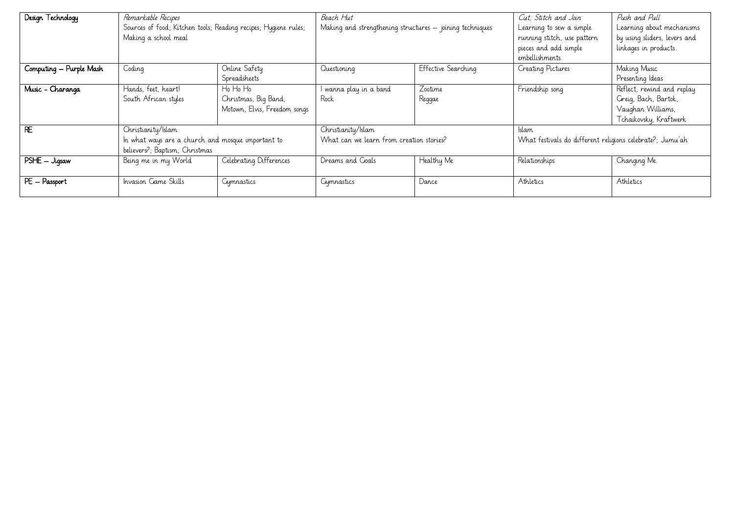| | | | | | | |
|---|---|---|---|---|---|---|
| **Design Technology** | *Remarkable Recipes* Sources of food; Kitchen tools; Reading recipes; Hygiene rules; Making a school meal | | *Beach Hut* Making and strengthening structures – joining techniques | | *Cut, Stitch and Join* Learning to sew a simple running stitch, use pattern pieces and add simple embellishments. | *Push and Pull* Learning about mechanisms by using sliders, levers and linkages in products. |
| **Computing – Purple Mash** | Coding | Online Safety Spreadsheets | Questioning | Effective Searching | Creating Pictures | Making Music Presenting Ideas |
| **Music - Charanga** | Hands, feet, heart! South African styles | Ho Ho Ho Christmas, Big Band, Motown, Elvis, Freedom songs | I wanna play in a band Rock | Zootime Reggae | Friendship song | Reflect, rewind and replay Greig, Bach, Bartok, Vaughan Williams, Tchaikovsky, Kraftwerk |
| **RE** | Christianity/Islam In what ways are a church and mosque important to believers?; Baptism; Christmas | | Christianity/Islam What can we learn from creation stories? | | Islam What festivals do different religions celebrate?; Jumu'ah | |
| **PSHE – Jigsaw** | Being me in my World | Celebrating Differences | Dreams and Goals | Healthy Me | Relationships | Changing Me |
| **PE – Passport** | Invasion Game Skills | Gymnastics | Gymnastics | Dance | Athletics | Athletics |